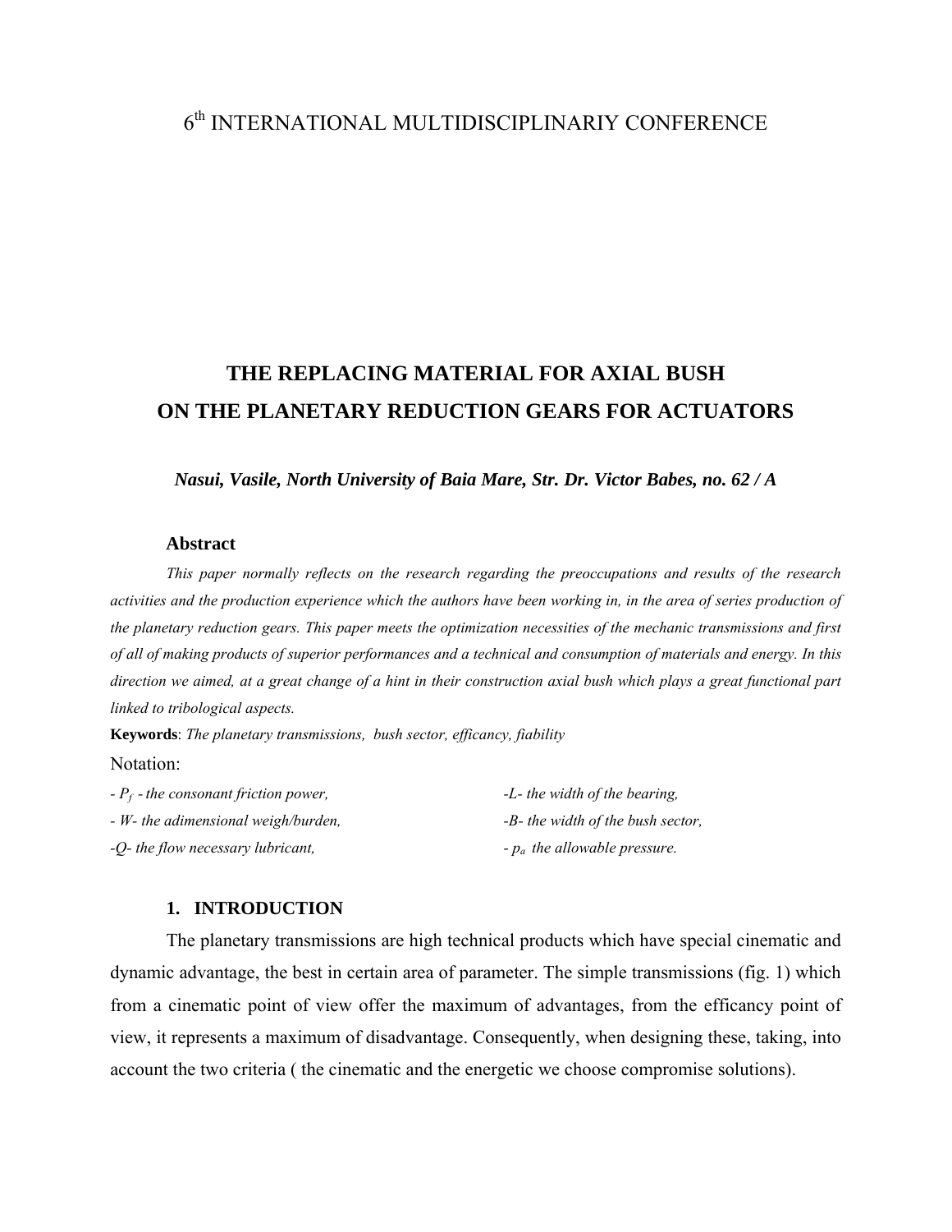6th INTERNATIONAL MULTIDISCIPLINARIY CONFERENCE

# THE REPLACING MATERIAL FOR AXIAL BUSH ON THE PLANETARY REDUCTION GEARS FOR ACTUATORS

***Nasui, Vasile, North University of Baia Mare, Str. Dr. Victor Babes, no. 62 / A***

## Abstract

*This paper normally reflects on the research regarding the preoccupations and results of the research activities and the production experience which the authors have been working in, in the area of series production of the planetary reduction gears. This paper meets the optimization necessities of the mechanic transmissions and first of all of making products of superior performances and a technical and consumption of materials and energy. In this direction we aimed, at a great change of a hint in their construction axial bush which plays a great functional part linked to tribological aspects.*

**Keywords**: *The planetary transmissions, bush sector, efficancy, fiability*

Notation:

- *$P_f$ - the consonant friction power,*
- *W- the adimensional weigh/burden,*
- *Q- the flow necessary lubricant,*
- *L- the width of the bearing,*
- *B- the width of the bush sector,*
- *$p_a$ the allowable pressure.*

## 1. INTRODUCTION

The planetary transmissions are high technical products which have special cinematic and dynamic advantage, the best in certain area of parameter. The simple transmissions (fig. 1) which from a cinematic point of view offer the maximum of advantages, from the efficancy point of view, it represents a maximum of disadvantage. Consequently, when designing these, taking, into account the two criteria ( the cinematic and the energetic we choose compromise solutions).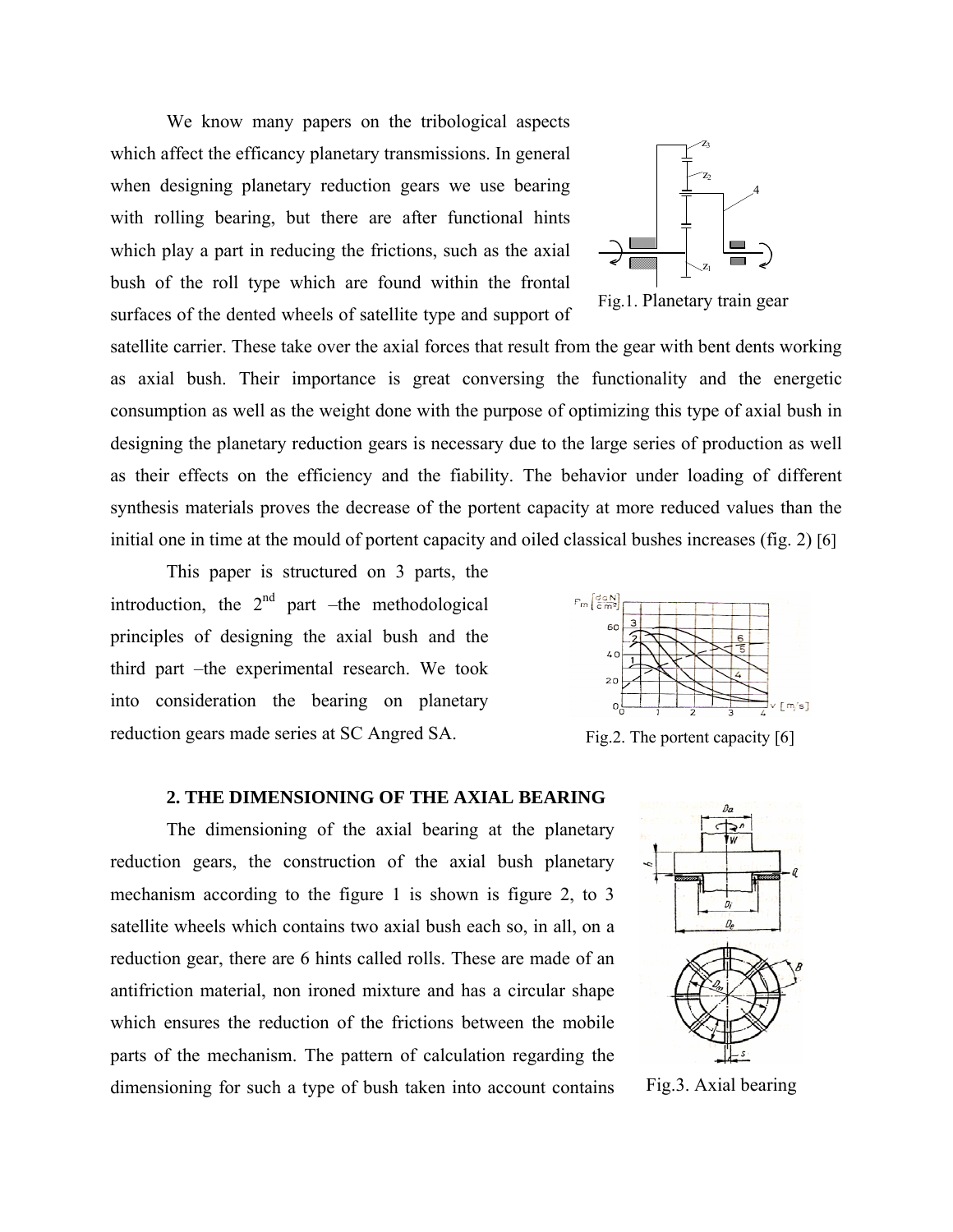We know many papers on the tribological aspects which affect the efficancy planetary transmissions. In general when designing planetary reduction gears we use bearing with rolling bearing, but there are after functional hints which play a part in reducing the frictions, such as the axial bush of the roll type which are found within the frontal surfaces of the dented wheels of satellite type and support of satellite carrier. These take over the axial forces that result from the gear with bent dents working as axial bush. Their importance is great conversing the functionality and the energetic consumption as well as the weight done with the purpose of optimizing this type of axial bush in designing the planetary reduction gears is necessary due to the large series of production as well as their effects on the efficiency and the fiability. The behavior under loading of different synthesis materials proves the decrease of the portent capacity at more reduced values than the initial one in time at the mould of portent capacity and oiled classical bushes increases (fig. 2) [6]

Fig.1. Planetary train gear

This paper is structured on 3 parts, the introduction, the 2nd part –the methodological principles of designing the axial bush and the third part –the experimental research. We took into consideration the bearing on planetary reduction gears made series at SC Angred SA.

Fig.2. The portent capacity [6]

## 2. THE DIMENSIONING OF THE AXIAL BEARING

The dimensioning of the axial bearing at the planetary reduction gears, the construction of the axial bush planetary mechanism according to the figure 1 is shown is figure 2, to 3 satellite wheels which contains two axial bush each so, in all, on a reduction gear, there are 6 hints called rolls. These are made of an antifriction material, non ironed mixture and has a circular shape which ensures the reduction of the frictions between the mobile parts of the mechanism. The pattern of calculation regarding the dimensioning for such a type of bush taken into account contains

Fig.3. Axial bearing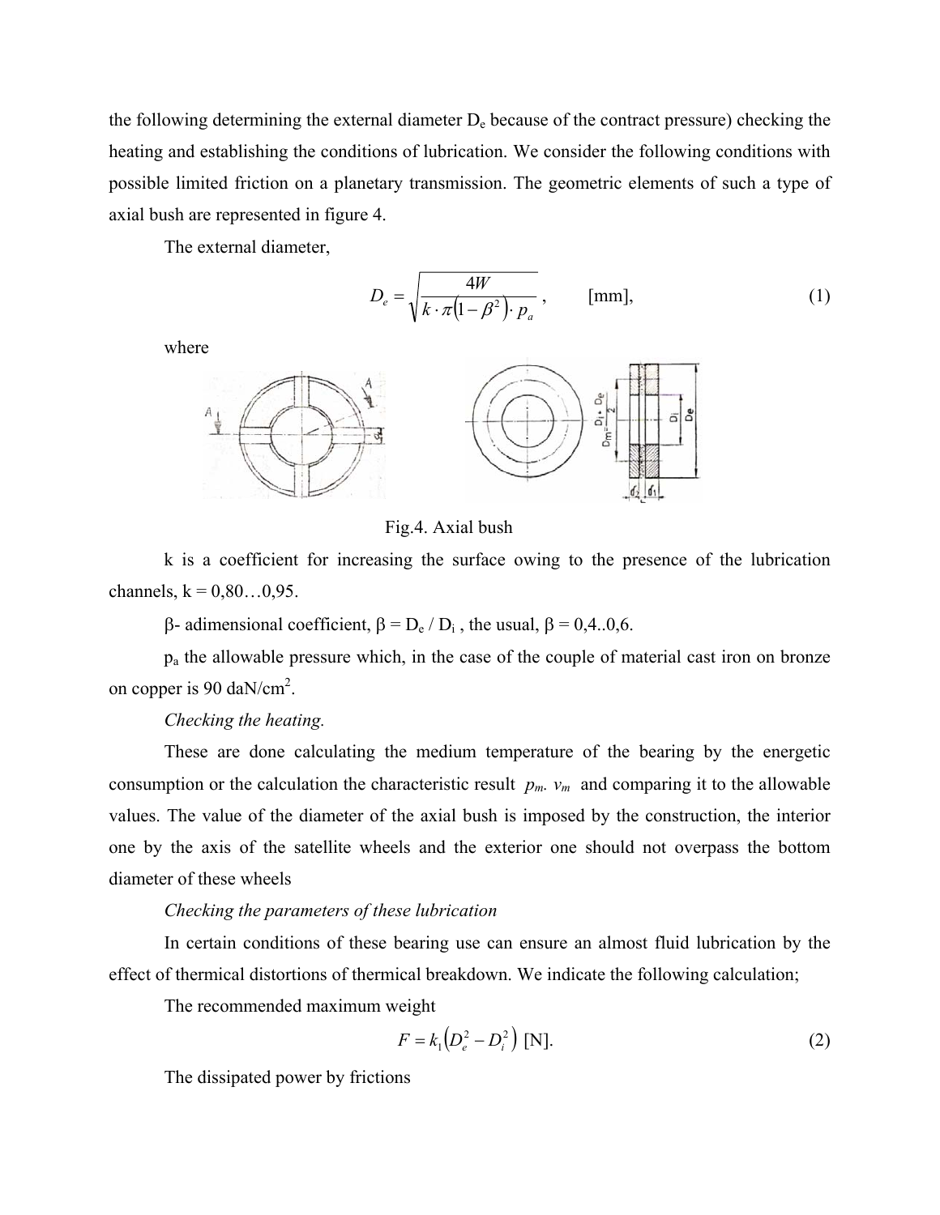the following determining the external diameter $D_e$ because of the contract pressure) checking the heating and establishing the conditions of lubrication. We consider the following conditions with possible limited friction on a planetary transmission. The geometric elements of such a type of axial bush are represented in figure 4.

The external diameter,

$$D_e = \sqrt{\frac{4W}{k \cdot \pi \left(1 - \beta^2\right) \cdot p_a}}, \qquad \text{[mm]}, \tag{1}$$

where

Fig.4. Axial bush

k is a coefficient for increasing the surface owing to the presence of the lubrication channels, k = 0,80…0,95.

$\beta$- adimensional coefficient, $\beta = D_e / D_i$ , the usual, $\beta$ = 0,4..0,6.

$p_a$ the allowable pressure which, in the case of the couple of material cast iron on bronze on copper is 90 daN/cm$^2$.

*Checking the heating.*

These are done calculating the medium temperature of the bearing by the energetic consumption or the calculation the characteristic result $p_m$. $v_m$ and comparing it to the allowable values. The value of the diameter of the axial bush is imposed by the construction, the interior one by the axis of the satellite wheels and the exterior one should not overpass the bottom diameter of these wheels

*Checking the parameters of these lubrication*

In certain conditions of these bearing use can ensure an almost fluid lubrication by the effect of thermical distortions of thermical breakdown. We indicate the following calculation;

The recommended maximum weight

$$F = k_1 \left(D_e^2 - D_i^2\right) \text{ [N]}. \tag{2}$$

The dissipated power by frictions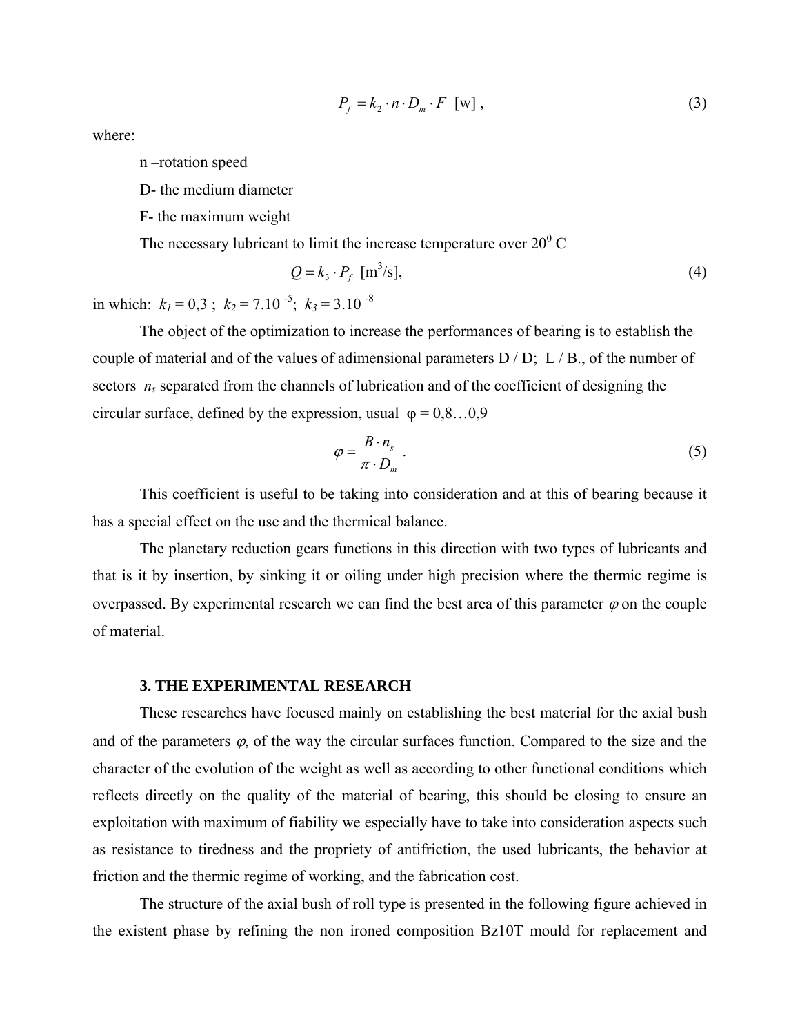$$P_f = k_2 \cdot n \cdot D_m \cdot F \ \text{[w]}, \tag{3}$$

where:

n –rotation speed

D- the medium diameter

F- the maximum weight

The necessary lubricant to limit the increase temperature over $20^0$ C

$$Q = k_3 \cdot P_f \ \text{[m}^3\text{/s]}, \tag{4}$$

in which: $k_1 = 0,3$ ; $k_2 = 7.10^{-5}$; $k_3 = 3.10^{-8}$

The object of the optimization to increase the performances of bearing is to establish the couple of material and of the values of adimensional parameters D / D; L / B., of the number of sectors $n_s$ separated from the channels of lubrication and of the coefficient of designing the circular surface, defined by the expression, usual φ = 0,8…0,9

$$\varphi = \frac{B \cdot n_s}{\pi \cdot D_m}. \tag{5}$$

This coefficient is useful to be taking into consideration and at this of bearing because it has a special effect on the use and the thermical balance.

The planetary reduction gears functions in this direction with two types of lubricants and that is it by insertion, by sinking it or oiling under high precision where the thermic regime is overpassed. By experimental research we can find the best area of this parameter $\varphi$ on the couple of material.

### 3. THE EXPERIMENTAL RESEARCH

These researches have focused mainly on establishing the best material for the axial bush and of the parameters $\varphi$, of the way the circular surfaces function. Compared to the size and the character of the evolution of the weight as well as according to other functional conditions which reflects directly on the quality of the material of bearing, this should be closing to ensure an exploitation with maximum of fiability we especially have to take into consideration aspects such as resistance to tiredness and the propriety of antifriction, the used lubricants, the behavior at friction and the thermic regime of working, and the fabrication cost.

The structure of the axial bush of roll type is presented in the following figure achieved in the existent phase by refining the non ironed composition Bz10T mould for replacement and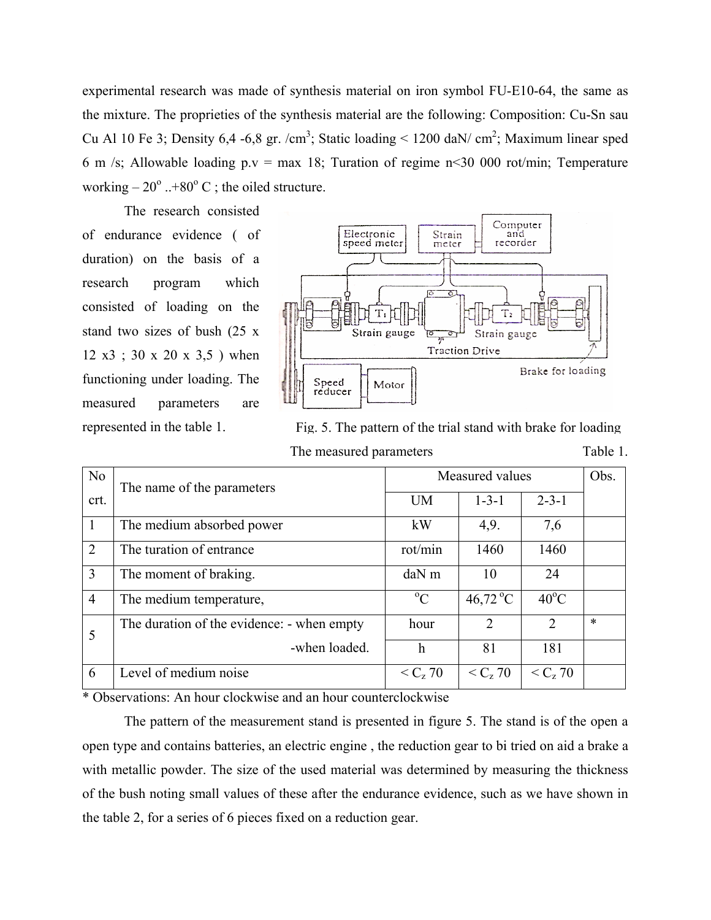experimental research was made of synthesis material on iron symbol FU-E10-64, the same as the mixture. The proprieties of the synthesis material are the following: Composition: Cu-Sn sau Cu Al 10 Fe 3; Density 6,4 -6,8 gr. /cm$^3$; Static loading < 1200 daN/ cm$^2$; Maximum linear sped 6 m /s; Allowable loading p.v = max 18; Turation of regime n<30 000 rot/min; Temperature working – 20$^o$ ..+80$^o$ C ; the oiled structure.

The research consisted of endurance evidence ( of duration) on the basis of a research program which consisted of loading on the stand two sizes of bush (25 x 12 x3 ; 30 x 20 x 3,5 ) when functioning under loading. The measured parameters are represented in the table 1.

Fig. 5. The pattern of the trial stand with brake for loading

The measured parameters Table 1.

| No crt. | The name of the parameters | Measured values | | | Obs. |
|---|---|---|---|---|---|
| | | UM | 1-3-1 | 2-3-1 | |
| 1 | The medium absorbed power | kW | 4,9. | 7,6 | |
| 2 | The turation of entrance | rot/min | 1460 | 1460 | |
| 3 | The moment of braking. | daN m | 10 | 24 | |
| 4 | The medium temperature, | $^o$C | 46,72 $^o$C | 40$^o$C | |
| 5 | The duration of the evidence: - when empty | hour | 2 | 2 | * |
| | -when loaded. | h | 81 | 181 | |
| 6 | Level of medium noise | < $C_z$ 70 | < $C_z$ 70 | < $C_z$ 70 | |

* Observations: An hour clockwise and an hour counterclockwise

The pattern of the measurement stand is presented in figure 5. The stand is of the open a open type and contains batteries, an electric engine , the reduction gear to bi tried on aid a brake a with metallic powder. The size of the used material was determined by measuring the thickness of the bush noting small values of these after the endurance evidence, such as we have shown in the table 2, for a series of 6 pieces fixed on a reduction gear.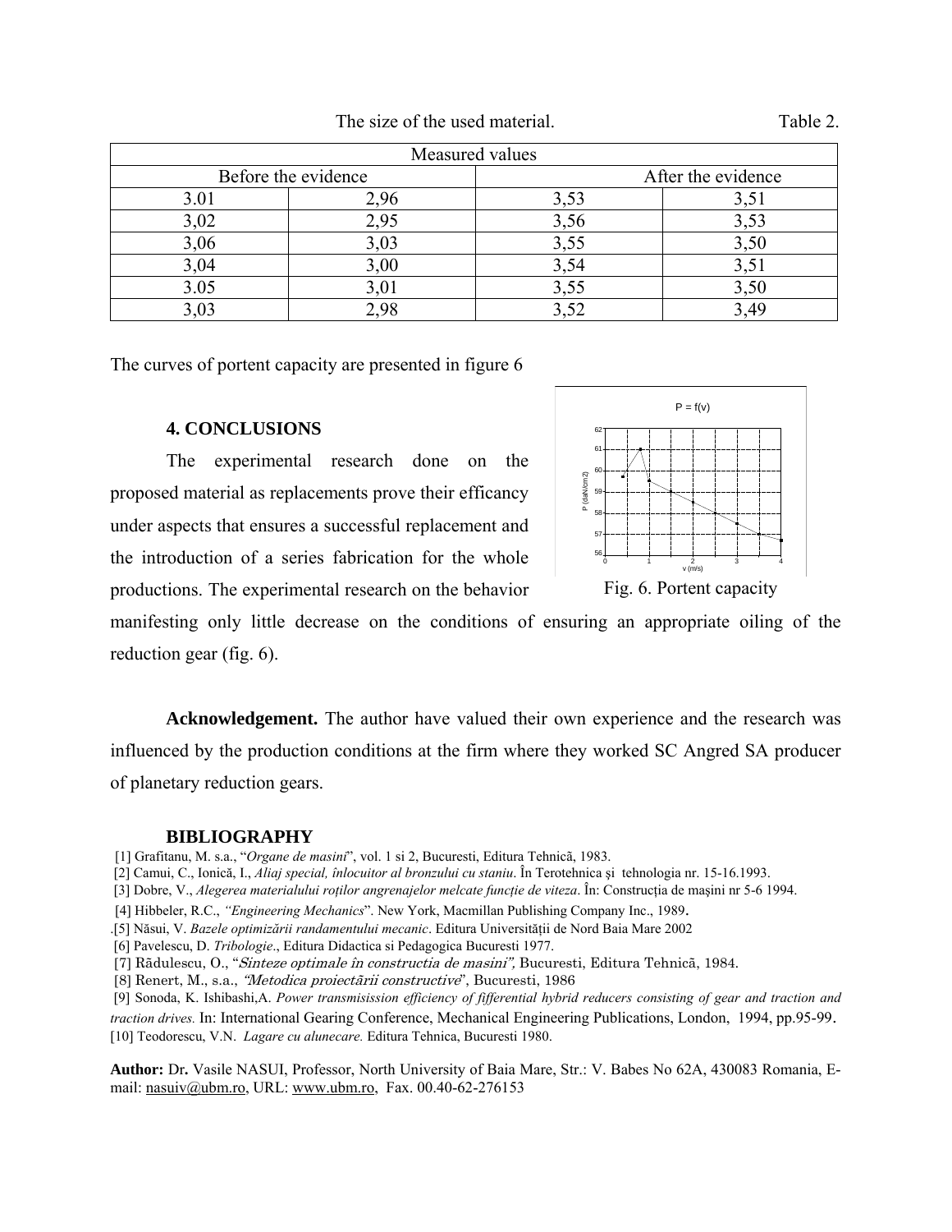The size of the used material. Table 2.

| Measured values | | | |
|---|---|---|---|
| Before the evidence | | After the evidence | |
| 3.01 | 2,96 | 3,53 | 3,51 |
| 3,02 | 2,95 | 3,56 | 3,53 |
| 3,06 | 3,03 | 3,55 | 3,50 |
| 3,04 | 3,00 | 3,54 | 3,51 |
| 3.05 | 3,01 | 3,55 | 3,50 |
| 3,03 | 2,98 | 3,52 | 3,49 |

The curves of portent capacity are presented in figure 6

P = f(v)

62
61
60
59
58
57
56

P (daN/cm2)

0 1 2 3 4

v (m/s)

Fig. 6. Portent capacity

## 4. CONCLUSIONS

The experimental research done on the proposed material as replacements prove their efficancy under aspects that ensures a successful replacement and the introduction of a series fabrication for the whole productions. The experimental research on the behavior manifesting only little decrease on the conditions of ensuring an appropriate oiling of the reduction gear (fig. 6).

**Acknowledgement.** The author have valued their own experience and the research was influenced by the production conditions at the firm where they worked SC Angred SA producer of planetary reduction gears.

## BIBLIOGRAPHY

[1] Grafitanu, M. s.a., "*Organe de masini*", vol. 1 si 2, Bucuresti, Editura Tehnicã, 1983.
[2] Camui, C., Ionică, I., *Aliaj special, înlocuitor al bronzului cu staniu*. În Terotehnica şi tehnologia nr. 15-16.1993.
[3] Dobre, V., *Alegerea materialului roţilor angrenajelor melcate funcţie de viteza*. În: Construcţia de maşini nr 5-6 1994.
[4] Hibbeler, R.C., *"Engineering Mechanics*". New York, Macmillan Publishing Company Inc., 1989.
.[5] Năsui, V. *Bazele optimizării randamentului mecanic*. Editura Universităţii de Nord Baia Mare 2002
[6] Pavelescu, D. *Tribologie*., Editura Didactica si Pedagogica Bucuresti 1977.
[7] Rãdulescu, O., "*Sinteze optimale în constructia de masini",* Bucuresti, Editura Tehnicã, 1984.
[8] Renert, M., s.a., *"Metodica proiectãrii constructive*", Bucuresti, 1986
[9] Sonoda, K. Ishibashi,A. *Power transmisission efficiency of fifferential hybrid reducers consisting of gear and traction and traction drives.* In: International Gearing Conference, Mechanical Engineering Publications, London, 1994, pp.95-99.
[10] Teodorescu, V.N. *Lagare cu alunecare.* Editura Tehnica, Bucuresti 1980.

**Author:** Dr**.** Vasile NASUI, Professor, North University of Baia Mare, Str.: V. Babes No 62A, 430083 Romania, E-mail: nasuiv@ubm.ro, URL: www.ubm.ro, Fax. 00.40-62-276153